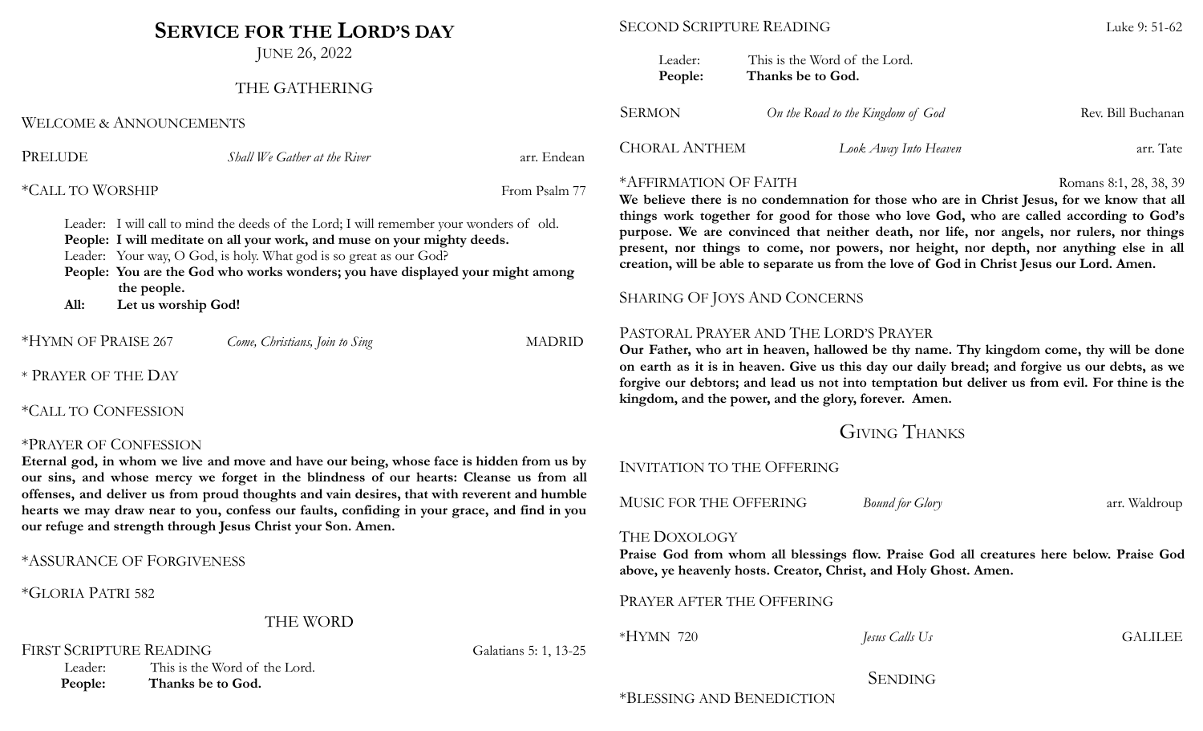# Service for the Lord's Day

June 26, 2022

## THE GATHERING

Welcome & Announcements

Prelude — *Shall We Gather at the River* — arr. Endean

*Call to Worship — From Psalm 77

Leader: I will call to mind the deeds of the Lord; I will remember your wonders of old.
**People: I will meditate on all your work, and muse on your mighty deeds.**
Leader: Your way, O God, is holy. What god is so great as our God?
**People: You are the God who works wonders; you have displayed your might among the people.**
**All: Let us worship God!**

*Hymn of Praise 267 — *Come, Christians, Join to Sing* — MADRID

* Prayer of the Day

*Call to Confession

*Prayer of Confession
**Eternal god, in whom we live and move and have our being, whose face is hidden from us by our sins, and whose mercy we forget in the blindness of our hearts: Cleanse us from all offenses, and deliver us from proud thoughts and vain desires, that with reverent and humble hearts we may draw near to you, confess our faults, confiding in your grace, and find in you our refuge and strength through Jesus Christ your Son. Amen.**

*Assurance of Forgiveness

*Gloria Patri 582

## THE WORD

First Scripture Reading — Galatians 5: 1, 13-25

Leader: This is the Word of the Lord.
**People: Thanks be to God.**

Second Scripture Reading — Luke 9: 51-62

Leader: This is the Word of the Lord.
**People: Thanks be to God.**

Sermon — *On the Road to the Kingdom of God* — Rev. Bill Buchanan

Choral Anthem — *Look Away Into Heaven* — arr. Tate

*Affirmation Of Faith — Romans 8:1, 28, 38, 39
**We believe there is no condemnation for those who are in Christ Jesus, for we know that all things work together for good for those who love God, who are called according to God's purpose. We are convinced that neither death, nor life, nor angels, nor rulers, nor things present, nor things to come, nor powers, nor height, nor depth, nor anything else in all creation, will be able to separate us from the love of God in Christ Jesus our Lord. Amen.**

Sharing Of Joys And Concerns

Pastoral Prayer and The Lord's Prayer
**Our Father, who art in heaven, hallowed be thy name. Thy kingdom come, thy will be done on earth as it is in heaven. Give us this day our daily bread; and forgive us our debts, as we forgive our debtors; and lead us not into temptation but deliver us from evil. For thine is the kingdom, and the power, and the glory, forever. Amen.**

## Giving Thanks

Invitation to the Offering

Music for the Offering — *Bound for Glory* — arr. Waldroup

The Doxology
**Praise God from whom all blessings flow. Praise God all creatures here below. Praise God above, ye heavenly hosts. Creator, Christ, and Holy Ghost. Amen.**

Prayer after the Offering

*Hymn 720 — *Jesus Calls Us* — GALILEE

## Sending

*Blessing and Benediction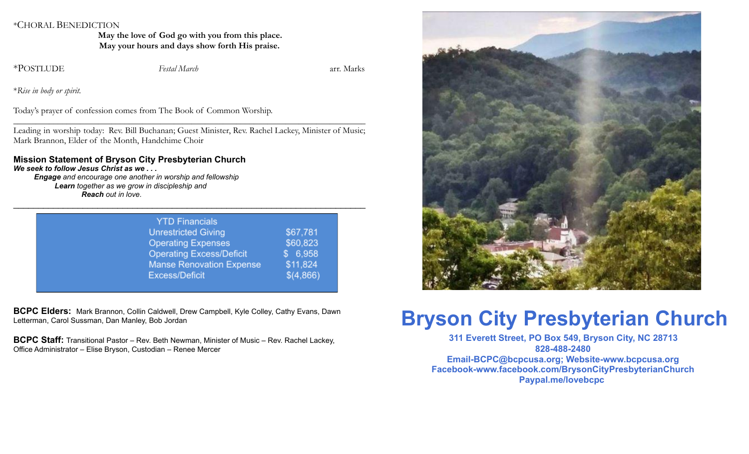*CHORAL BENEDICTION

**May the love of God go with you from this place.**
**May your hours and days show forth His praise.**

*POSTLUDE *Festal March* arr. Marks

**Rise in body or spirit.*

Today's prayer of confession comes from The Book of Common Worship.

---

Leading in worship today: Rev. Bill Buchanan; Guest Minister, Rev. Rachel Lackey, Minister of Music; Mark Brannon, Elder of the Month, Handchime Choir

### Mission Statement of Bryson City Presbyterian Church

***We seek to follow Jesus Christ as we . . .***
***Engage** and encourage one another in worship and fellowship*
***Learn** together as we grow in discipleship and*
***Reach** out in love.*

---

| YTD Financials | |
|---|---|
| Unrestricted Giving | $67,781 |
| Operating Expenses | $60,823 |
| Operating Excess/Deficit | $ 6,958 |
| Manse Renovation Expense | $11,824 |
| Excess/Deficit | $(4,866) |

**BCPC Elders:** Mark Brannon, Collin Caldwell, Drew Campbell, Kyle Colley, Cathy Evans, Dawn Letterman, Carol Sussman, Dan Manley, Bob Jordan

**BCPC Staff:** Transitional Pastor – Rev. Beth Newman, Minister of Music – Rev. Rachel Lackey, Office Administrator – Elise Bryson, Custodian – Renee Mercer

# Bryson City Presbyterian Church

**311 Everett Street, PO Box 549, Bryson City, NC 28713**
**828-488-2480**
**Email-BCPC@bcpcusa.org; Website-www.bcpcusa.org**
**Facebook-www.facebook.com/BrysonCityPresbyterianChurch**
**Paypal.me/lovebcpc**